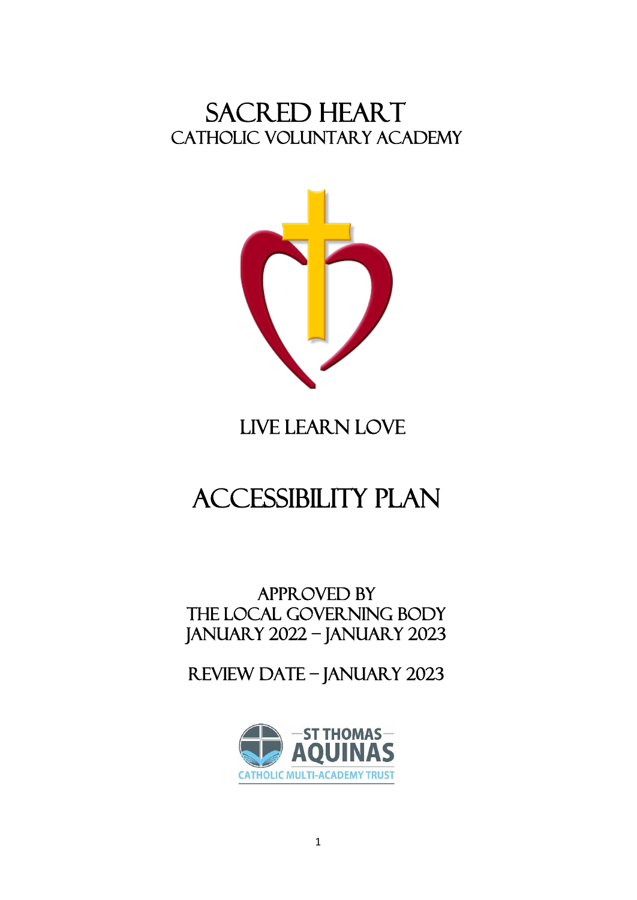# Sacred Heart

## Catholic Voluntary Academy

Live Learn Love

# Accessibility Plan

Approved by
The Local Governing Body
January 2022 – January 2023

Review Date – January 2023

ST THOMAS AQUINAS
CATHOLIC MULTI-ACADEMY TRUST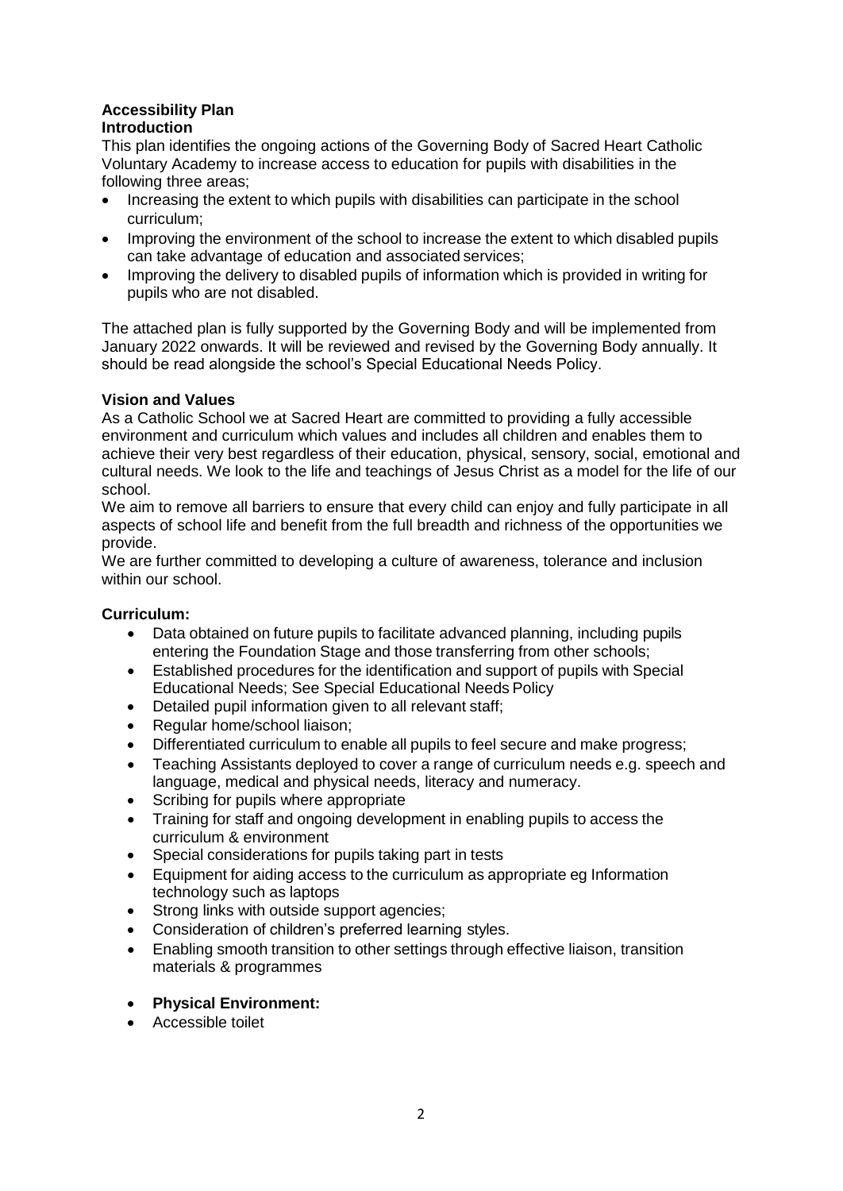# Accessibility Plan

## Introduction

This plan identifies the ongoing actions of the Governing Body of Sacred Heart Catholic Voluntary Academy to increase access to education for pupils with disabilities in the following three areas;

- Increasing the extent to which pupils with disabilities can participate in the school curriculum;
- Improving the environment of the school to increase the extent to which disabled pupils can take advantage of education and associated services;
- Improving the delivery to disabled pupils of information which is provided in writing for pupils who are not disabled.

The attached plan is fully supported by the Governing Body and will be implemented from January 2022 onwards. It will be reviewed and revised by the Governing Body annually. It should be read alongside the school's Special Educational Needs Policy.

## Vision and Values

As a Catholic School we at Sacred Heart are committed to providing a fully accessible environment and curriculum which values and includes all children and enables them to achieve their very best regardless of their education, physical, sensory, social, emotional and cultural needs. We look to the life and teachings of Jesus Christ as a model for the life of our school.

We aim to remove all barriers to ensure that every child can enjoy and fully participate in all aspects of school life and benefit from the full breadth and richness of the opportunities we provide.

We are further committed to developing a culture of awareness, tolerance and inclusion within our school.

## Curriculum:

- Data obtained on future pupils to facilitate advanced planning, including pupils entering the Foundation Stage and those transferring from other schools;
- Established procedures for the identification and support of pupils with Special Educational Needs; See Special Educational Needs Policy
- Detailed pupil information given to all relevant staff;
- Regular home/school liaison;
- Differentiated curriculum to enable all pupils to feel secure and make progress;
- Teaching Assistants deployed to cover a range of curriculum needs e.g. speech and language, medical and physical needs, literacy and numeracy.
- Scribing for pupils where appropriate
- Training for staff and ongoing development in enabling pupils to access the curriculum & environment
- Special considerations for pupils taking part in tests
- Equipment for aiding access to the curriculum as appropriate eg Information technology such as laptops
- Strong links with outside support agencies;
- Consideration of children's preferred learning styles.
- Enabling smooth transition to other settings through effective liaison, transition materials & programmes

- **Physical Environment:**
- Accessible toilet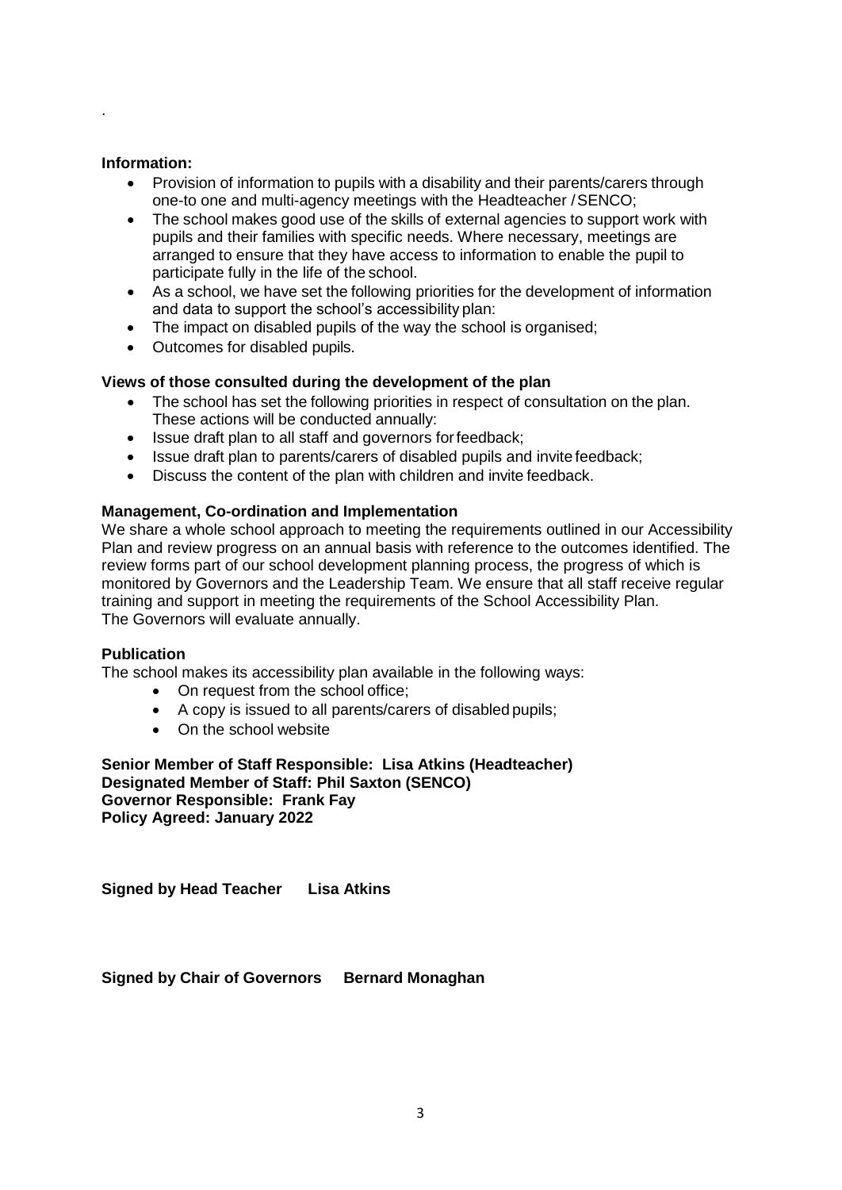.

**Information:**

- Provision of information to pupils with a disability and their parents/carers through one-to one and multi-agency meetings with the Headteacher / SENCO;
- The school makes good use of the skills of external agencies to support work with pupils and their families with specific needs. Where necessary, meetings are arranged to ensure that they have access to information to enable the pupil to participate fully in the life of the school.
- As a school, we have set the following priorities for the development of information and data to support the school's accessibility plan:
- The impact on disabled pupils of the way the school is organised;
- Outcomes for disabled pupils.

**Views of those consulted during the development of the plan**

- The school has set the following priorities in respect of consultation on the plan. These actions will be conducted annually:
- Issue draft plan to all staff and governors for feedback;
- Issue draft plan to parents/carers of disabled pupils and invite feedback;
- Discuss the content of the plan with children and invite feedback.

**Management, Co-ordination and Implementation**

We share a whole school approach to meeting the requirements outlined in our Accessibility Plan and review progress on an annual basis with reference to the outcomes identified. The review forms part of our school development planning process, the progress of which is monitored by Governors and the Leadership Team. We ensure that all staff receive regular training and support in meeting the requirements of the School Accessibility Plan.
The Governors will evaluate annually.

**Publication**

The school makes its accessibility plan available in the following ways:

- On request from the school office;
- A copy is issued to all parents/carers of disabled pupils;
- On the school website

**Senior Member of Staff Responsible: Lisa Atkins (Headteacher)**
**Designated Member of Staff: Phil Saxton (SENCO)**
**Governor Responsible: Frank Fay**
**Policy Agreed: January 2022**

**Signed by Head Teacher Lisa Atkins**

**Signed by Chair of Governors Bernard Monaghan**